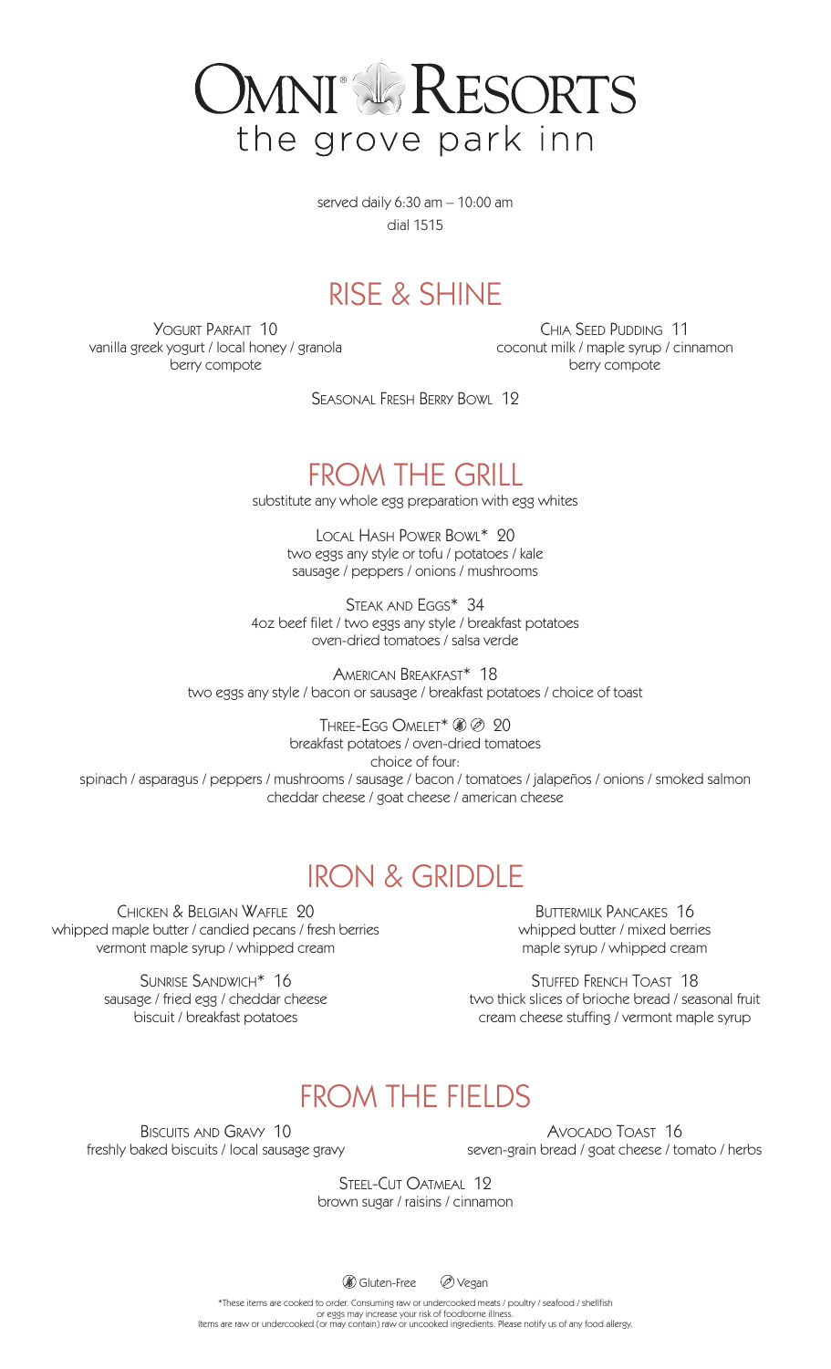# OMNI® RESORTS
## the grove park inn

served daily 6:30 am – 10:00 am
dial 1515

## RISE & SHINE

**Yogurt Parfait** 10
vanilla greek yogurt / local honey / granola
berry compote

**Chia Seed Pudding** 11
coconut milk / maple syrup / cinnamon
berry compote

**Seasonal Fresh Berry Bowl** 12

## FROM THE GRILL

substitute any whole egg preparation with egg whites

**Local Hash Power Bowl*** 20
two eggs any style or tofu / potatoes / kale
sausage / peppers / onions / mushrooms

**Steak and Eggs*** 34
4oz beef filet / two eggs any style / breakfast potatoes
oven-dried tomatoes / salsa verde

**American Breakfast*** 18
two eggs any style / bacon or sausage / breakfast potatoes / choice of toast

**Three-Egg Omelet*** (Gluten-Free) (Vegan) 20
breakfast potatoes / oven-dried tomatoes
choice of four:
spinach / asparagus / peppers / mushrooms / sausage / bacon / tomatoes / jalapeños / onions / smoked salmon
cheddar cheese / goat cheese / american cheese

## IRON & GRIDDLE

**Chicken & Belgian Waffle** 20
whipped maple butter / candied pecans / fresh berries
vermont maple syrup / whipped cream

**Buttermilk Pancakes** 16
whipped butter / mixed berries
maple syrup / whipped cream

**Sunrise Sandwich*** 16
sausage / fried egg / cheddar cheese
biscuit / breakfast potatoes

**Stuffed French Toast** 18
two thick slices of brioche bread / seasonal fruit
cream cheese stuffing / vermont maple syrup

## FROM THE FIELDS

**Biscuits and Gravy** 10
freshly baked biscuits / local sausage gravy

**Avocado Toast** 16
seven-grain bread / goat cheese / tomato / herbs

**Steel-Cut Oatmeal** 12
brown sugar / raisins / cinnamon

(Gluten-Free) Gluten-Free (Vegan) Vegan

*These items are cooked to order. Consuming raw or undercooked meats / poultry / seafood / shellfish or eggs may increase your risk of foodborne illness.
Items are raw or undercooked (or may contain) raw or uncooked ingredients. Please notify us of any food allergy.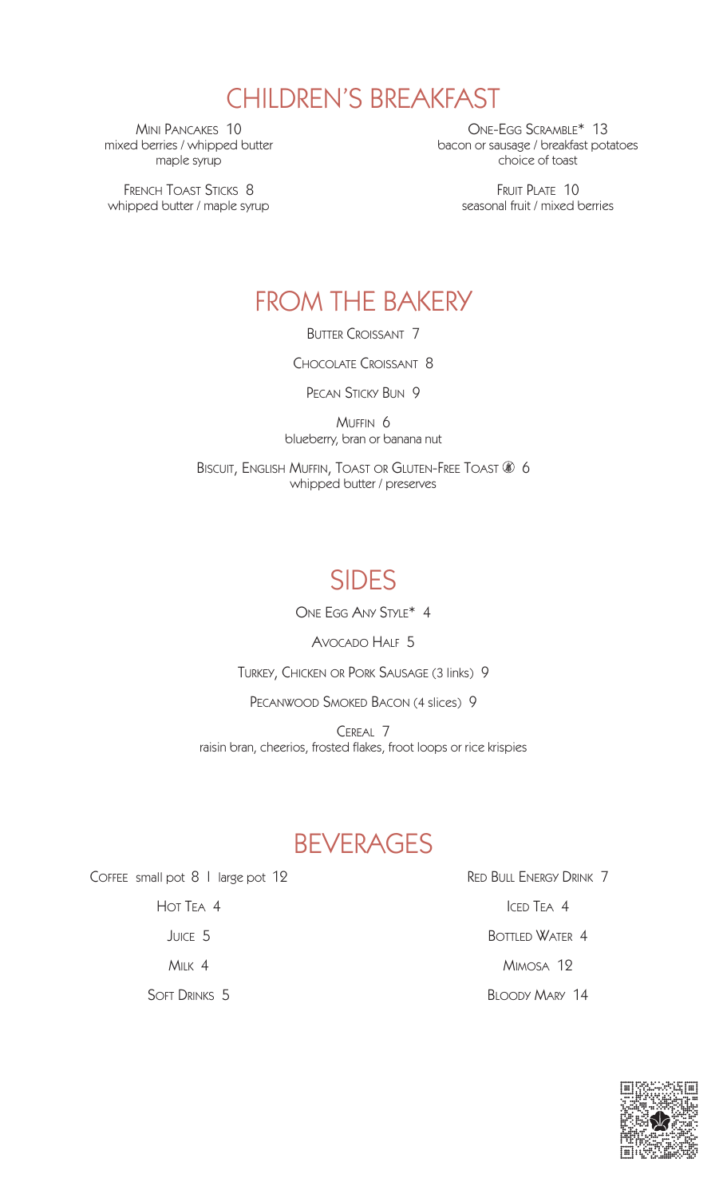# CHILDREN'S BREAKFAST

MINI PANCAKES 10
mixed berries / whipped butter
maple syrup

FRENCH TOAST STICKS 8
whipped butter / maple syrup

ONE-EGG SCRAMBLE* 13
bacon or sausage / breakfast potatoes
choice of toast

FRUIT PLATE 10
seasonal fruit / mixed berries

# FROM THE BAKERY

BUTTER CROISSANT 7

CHOCOLATE CROISSANT 8

PECAN STICKY BUN 9

MUFFIN 6
blueberry, bran or banana nut

BISCUIT, ENGLISH MUFFIN, TOAST OR GLUTEN-FREE TOAST 6
whipped butter / preserves

# SIDES

ONE EGG ANY STYLE* 4

AVOCADO HALF 5

TURKEY, CHICKEN OR PORK SAUSAGE (3 links) 9

PECANWOOD SMOKED BACON (4 slices) 9

CEREAL 7
raisin bran, cheerios, frosted flakes, froot loops or rice krispies

# BEVERAGES

COFFEE small pot 8 | large pot 12

HOT TEA 4

JUICE 5

MILK 4

SOFT DRINKS 5

RED BULL ENERGY DRINK 7

ICED TEA 4

BOTTLED WATER 4

MIMOSA 12

BLOODY MARY 14